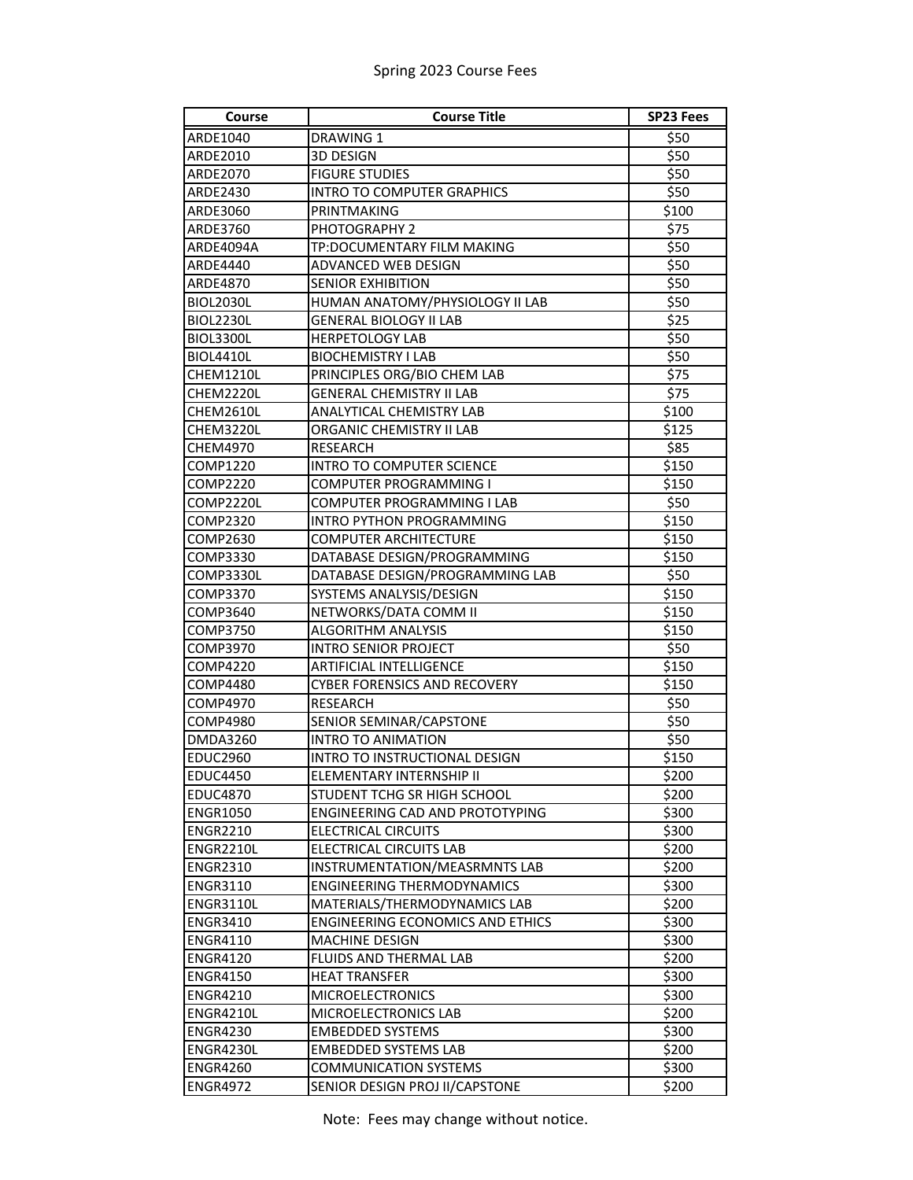# Spring 2023 Course Fees

| Course | Course Title | SP23 Fees |
|---|---|---|
| ARDE1040 | DRAWING 1 | $50 |
| ARDE2010 | 3D DESIGN | $50 |
| ARDE2070 | FIGURE STUDIES | $50 |
| ARDE2430 | INTRO TO COMPUTER GRAPHICS | $50 |
| ARDE3060 | PRINTMAKING | $100 |
| ARDE3760 | PHOTOGRAPHY 2 | $75 |
| ARDE4094A | TP:DOCUMENTARY FILM MAKING | $50 |
| ARDE4440 | ADVANCED WEB DESIGN | $50 |
| ARDE4870 | SENIOR EXHIBITION | $50 |
| BIOL2030L | HUMAN ANATOMY/PHYSIOLOGY II LAB | $50 |
| BIOL2230L | GENERAL BIOLOGY II LAB | $25 |
| BIOL3300L | HERPETOLOGY LAB | $50 |
| BIOL4410L | BIOCHEMISTRY I LAB | $50 |
| CHEM1210L | PRINCIPLES ORG/BIO CHEM LAB | $75 |
| CHEM2220L | GENERAL CHEMISTRY II LAB | $75 |
| CHEM2610L | ANALYTICAL CHEMISTRY LAB | $100 |
| CHEM3220L | ORGANIC CHEMISTRY II LAB | $125 |
| CHEM4970 | RESEARCH | $85 |
| COMP1220 | INTRO TO COMPUTER SCIENCE | $150 |
| COMP2220 | COMPUTER PROGRAMMING I | $150 |
| COMP2220L | COMPUTER PROGRAMMING I LAB | $50 |
| COMP2320 | INTRO PYTHON PROGRAMMING | $150 |
| COMP2630 | COMPUTER ARCHITECTURE | $150 |
| COMP3330 | DATABASE DESIGN/PROGRAMMING | $150 |
| COMP3330L | DATABASE DESIGN/PROGRAMMING LAB | $50 |
| COMP3370 | SYSTEMS ANALYSIS/DESIGN | $150 |
| COMP3640 | NETWORKS/DATA COMM II | $150 |
| COMP3750 | ALGORITHM ANALYSIS | $150 |
| COMP3970 | INTRO SENIOR PROJECT | $50 |
| COMP4220 | ARTIFICIAL INTELLIGENCE | $150 |
| COMP4480 | CYBER FORENSICS AND RECOVERY | $150 |
| COMP4970 | RESEARCH | $50 |
| COMP4980 | SENIOR SEMINAR/CAPSTONE | $50 |
| DMDA3260 | INTRO TO ANIMATION | $50 |
| EDUC2960 | INTRO TO INSTRUCTIONAL DESIGN | $150 |
| EDUC4450 | ELEMENTARY INTERNSHIP II | $200 |
| EDUC4870 | STUDENT TCHG SR HIGH SCHOOL | $200 |
| ENGR1050 | ENGINEERING CAD AND PROTOTYPING | $300 |
| ENGR2210 | ELECTRICAL CIRCUITS | $300 |
| ENGR2210L | ELECTRICAL CIRCUITS LAB | $200 |
| ENGR2310 | INSTRUMENTATION/MEASRMNTS LAB | $200 |
| ENGR3110 | ENGINEERING THERMODYNAMICS | $300 |
| ENGR3110L | MATERIALS/THERMODYNAMICS LAB | $200 |
| ENGR3410 | ENGINEERING ECONOMICS AND ETHICS | $300 |
| ENGR4110 | MACHINE DESIGN | $300 |
| ENGR4120 | FLUIDS AND THERMAL LAB | $200 |
| ENGR4150 | HEAT TRANSFER | $300 |
| ENGR4210 | MICROELECTRONICS | $300 |
| ENGR4210L | MICROELECTRONICS LAB | $200 |
| ENGR4230 | EMBEDDED SYSTEMS | $300 |
| ENGR4230L | EMBEDDED SYSTEMS LAB | $200 |
| ENGR4260 | COMMUNICATION SYSTEMS | $300 |
| ENGR4972 | SENIOR DESIGN PROJ II/CAPSTONE | $200 |

Note: Fees may change without notice.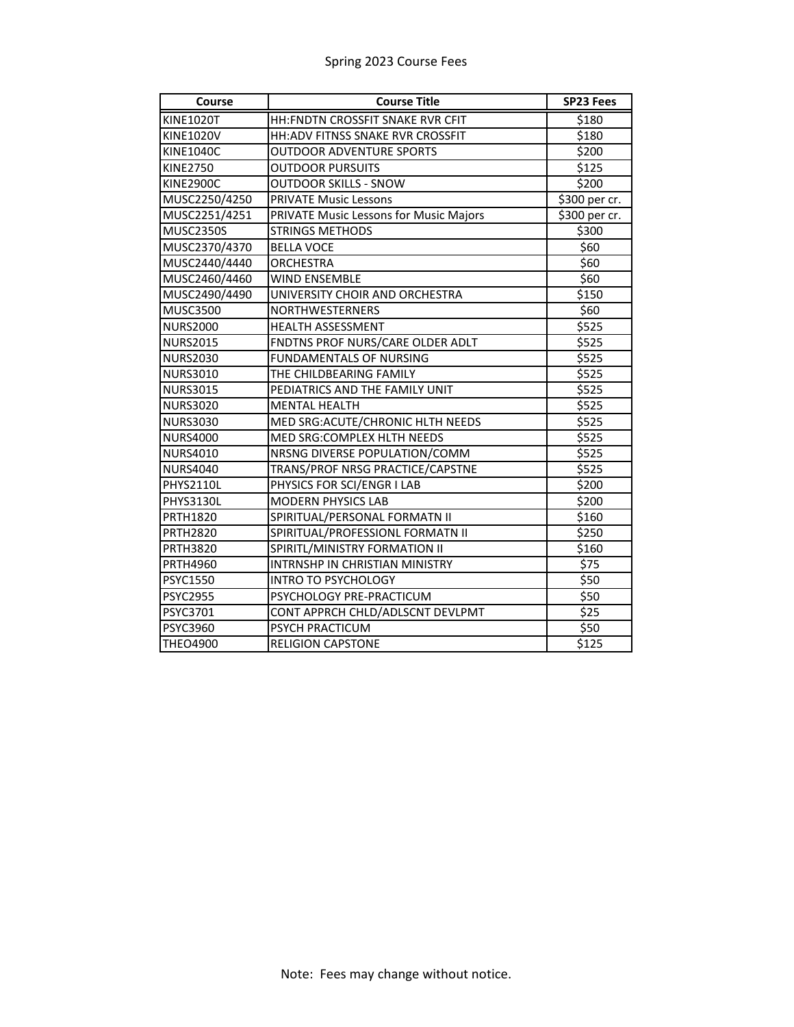Spring 2023 Course Fees

| Course | Course Title | SP23 Fees |
|---|---|---|
| KINE1020T | HH:FNDTN CROSSFIT SNAKE RVR CFIT | $180 |
| KINE1020V | HH:ADV FITNSS SNAKE RVR CROSSFIT | $180 |
| KINE1040C | OUTDOOR ADVENTURE SPORTS | $200 |
| KINE2750 | OUTDOOR PURSUITS | $125 |
| KINE2900C | OUTDOOR SKILLS - SNOW | $200 |
| MUSC2250/4250 | PRIVATE Music Lessons | $300 per cr. |
| MUSC2251/4251 | PRIVATE Music Lessons for Music Majors | $300 per cr. |
| MUSC2350S | STRINGS METHODS | $300 |
| MUSC2370/4370 | BELLA VOCE | $60 |
| MUSC2440/4440 | ORCHESTRA | $60 |
| MUSC2460/4460 | WIND ENSEMBLE | $60 |
| MUSC2490/4490 | UNIVERSITY CHOIR AND ORCHESTRA | $150 |
| MUSC3500 | NORTHWESTERNERS | $60 |
| NURS2000 | HEALTH ASSESSMENT | $525 |
| NURS2015 | FNDTNS PROF NURS/CARE OLDER ADLT | $525 |
| NURS2030 | FUNDAMENTALS OF NURSING | $525 |
| NURS3010 | THE CHILDBEARING FAMILY | $525 |
| NURS3015 | PEDIATRICS AND THE FAMILY UNIT | $525 |
| NURS3020 | MENTAL HEALTH | $525 |
| NURS3030 | MED SRG:ACUTE/CHRONIC HLTH NEEDS | $525 |
| NURS4000 | MED SRG:COMPLEX HLTH NEEDS | $525 |
| NURS4010 | NRSNG DIVERSE POPULATION/COMM | $525 |
| NURS4040 | TRANS/PROF NRSG PRACTICE/CAPSTNE | $525 |
| PHYS2110L | PHYSICS FOR SCI/ENGR I LAB | $200 |
| PHYS3130L | MODERN PHYSICS LAB | $200 |
| PRTH1820 | SPIRITUAL/PERSONAL FORMATN II | $160 |
| PRTH2820 | SPIRITUAL/PROFESSIONL FORMATN II | $250 |
| PRTH3820 | SPIRITL/MINISTRY FORMATION II | $160 |
| PRTH4960 | INTRNSHP IN CHRISTIAN MINISTRY | $75 |
| PSYC1550 | INTRO TO PSYCHOLOGY | $50 |
| PSYC2955 | PSYCHOLOGY PRE-PRACTICUM | $50 |
| PSYC3701 | CONT APPRCH CHLD/ADLSCNT DEVLPMT | $25 |
| PSYC3960 | PSYCH PRACTICUM | $50 |
| THEO4900 | RELIGION CAPSTONE | $125 |

Note: Fees may change without notice.